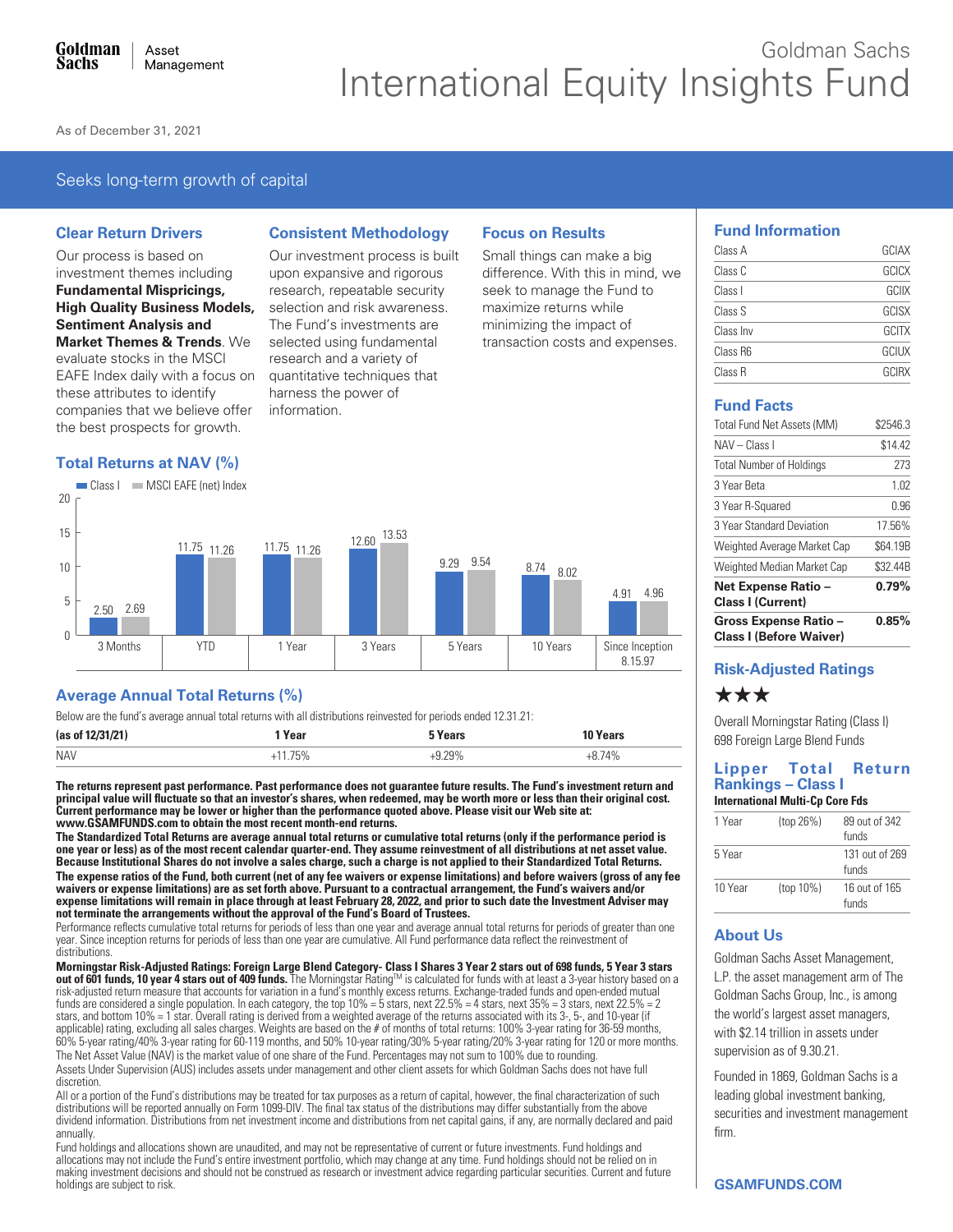# Goldman Sachs International Equity Insights Fund

Goldman Sachs Asset Management

As of December 31, 2021

## Seeks long-term growth of capital

### Clear Return Drivers

Our process is based on investment themes including **Fundamental Mispricings, High Quality Business Models, Sentiment Analysis and Market Themes & Trends**. We evaluate stocks in the MSCI EAFE Index daily with a focus on these attributes to identify companies that we believe offer the best prospects for growth.

### Consistent Methodology

Our investment process is built upon expansive and rigorous research, repeatable security selection and risk awareness. The Fund's investments are selected using fundamental research and a variety of quantitative techniques that harness the power of information.

### Focus on Results

Small things can make a big difference. With this in mind, we seek to manage the Fund to maximize returns while minimizing the impact of transaction costs and expenses.

### Total Returns at NAV (%)

| | 3 Months | YTD | 1 Year | 3 Years | 5 Years | 10 Years | Since Inception 8.15.97 |
|---|---|---|---|---|---|---|---|
| Class I | 2.50 | 11.75 | 11.75 | 12.60 | 9.29 | 8.74 | 4.91 |
| MSCI EAFE (net) Index | 2.69 | 11.26 | 11.26 | 13.53 | 9.54 | 8.02 | 4.96 |

### Average Annual Total Returns (%)

Below are the fund's average annual total returns with all distributions reinvested for periods ended 12.31.21:

| (as of 12/31/21) | 1 Year | 5 Years | 10 Years |
|---|---|---|---|
| NAV | +11.75% | +9.29% | +8.74% |

**The returns represent past performance. Past performance does not guarantee future results. The Fund's investment return and principal value will fluctuate so that an investor's shares, when redeemed, may be worth more or less than their original cost. Current performance may be lower or higher than the performance quoted above. Please visit our Web site at: www.GSAMFUNDS.com to obtain the most recent month-end returns.**

**The Standardized Total Returns are average annual total returns or cumulative total returns (only if the performance period is one year or less) as of the most recent calendar quarter-end. They assume reinvestment of all distributions at net asset value. Because Institutional Shares do not involve a sales charge, such a charge is not applied to their Standardized Total Returns.**

**The expense ratios of the Fund, both current (net of any fee waivers or expense limitations) and before waivers (gross of any fee waivers or expense limitations) are as set forth above. Pursuant to a contractual arrangement, the Fund's waivers and/or expense limitations will remain in place through at least February 28, 2022, and prior to such date the Investment Adviser may not terminate the arrangements without the approval of the Fund's Board of Trustees.**

Performance reflects cumulative total returns for periods of less than one year and average annual total returns for periods of greater than one year. Since inception returns for periods of less than one year are cumulative. All Fund performance data reflect the reinvestment of distributions.

**Morningstar Risk-Adjusted Ratings: Foreign Large Blend Category- Class I Shares 3 Year 2 stars out of 698 funds, 5 Year 3 stars out of 601 funds, 10 year 4 stars out of 409 funds.** The Morningstar Rating™ is calculated for funds with at least a 3-year history based on a risk-adjusted return measure that accounts for variation in a fund's monthly excess returns. Exchange-traded funds and open-ended mutual funds are considered a single population. In each category, the top 10% = 5 stars, next 22.5% = 4 stars, next 35% = 3 stars, next 22.5% = 2 stars, and bottom 10% = 1 star. Overall rating is derived from a weighted average of the returns associated with its 3-, 5-, and 10-year (if applicable) rating, excluding all sales charges. Weights are based on the # of months of total returns: 100% 3-year rating for 36-59 months, 60% 5-year rating/40% 3-year rating for 60-119 months, and 50% 10-year rating/30% 5-year rating/20% 3-year rating for 120 or more months.

The Net Asset Value (NAV) is the market value of one share of the Fund. Percentages may not sum to 100% due to rounding.

Assets Under Supervision (AUS) includes assets under management and other client assets for which Goldman Sachs does not have full discretion.

All or a portion of the Fund's distributions may be treated for tax purposes as a return of capital, however, the final characterization of such distributions will be reported annually on Form 1099-DIV. The final tax status of the distributions may differ substantially from the above dividend information. Distributions from net investment income and distributions from net capital gains, if any, are normally declared and paid annually.

Fund holdings and allocations shown are unaudited, and may not be representative of current or future investments. Fund holdings and allocations may not include the Fund's entire investment portfolio, which may change at any time. Fund holdings should not be relied on in making investment decisions and should not be construed as research or investment advice regarding particular securities. Current and future holdings are subject to risk.

### Fund Information

| Class | Ticker |
|---|---|
| Class A | GCIAX |
| Class C | GCICX |
| Class I | GCIIX |
| Class S | GCISX |
| Class Inv | GCITX |
| Class R6 | GCIUX |
| Class R | GCIRX |

### Fund Facts

| | |
|---|---|
| Total Fund Net Assets (MM) | $2546.3 |
| NAV – Class I | $14.42 |
| Total Number of Holdings | 273 |
| 3 Year Beta | 1.02 |
| 3 Year R-Squared | 0.96 |
| 3 Year Standard Deviation | 17.56% |
| Weighted Average Market Cap | $64.19B |
| Weighted Median Market Cap | $32.44B |
| **Net Expense Ratio – Class I (Current)** | **0.79%** |
| **Gross Expense Ratio – Class I (Before Waiver)** | **0.85%** |

### Risk-Adjusted Ratings

★★★

Overall Morningstar Rating (Class I)
698 Foreign Large Blend Funds

### Lipper Total Return Rankings – Class I

**International Multi-Cp Core Fds**

| | | |
|---|---|---|
| 1 Year | (top 26%) | 89 out of 342 funds |
| 5 Year | | 131 out of 269 funds |
| 10 Year | (top 10%) | 16 out of 165 funds |

### About Us

Goldman Sachs Asset Management, L.P. the asset management arm of The Goldman Sachs Group, Inc., is among the world's largest asset managers, with $2.14 trillion in assets under supervision as of 9.30.21.

Founded in 1869, Goldman Sachs is a leading global investment banking, securities and investment management firm.

**GSAMFUNDS.COM**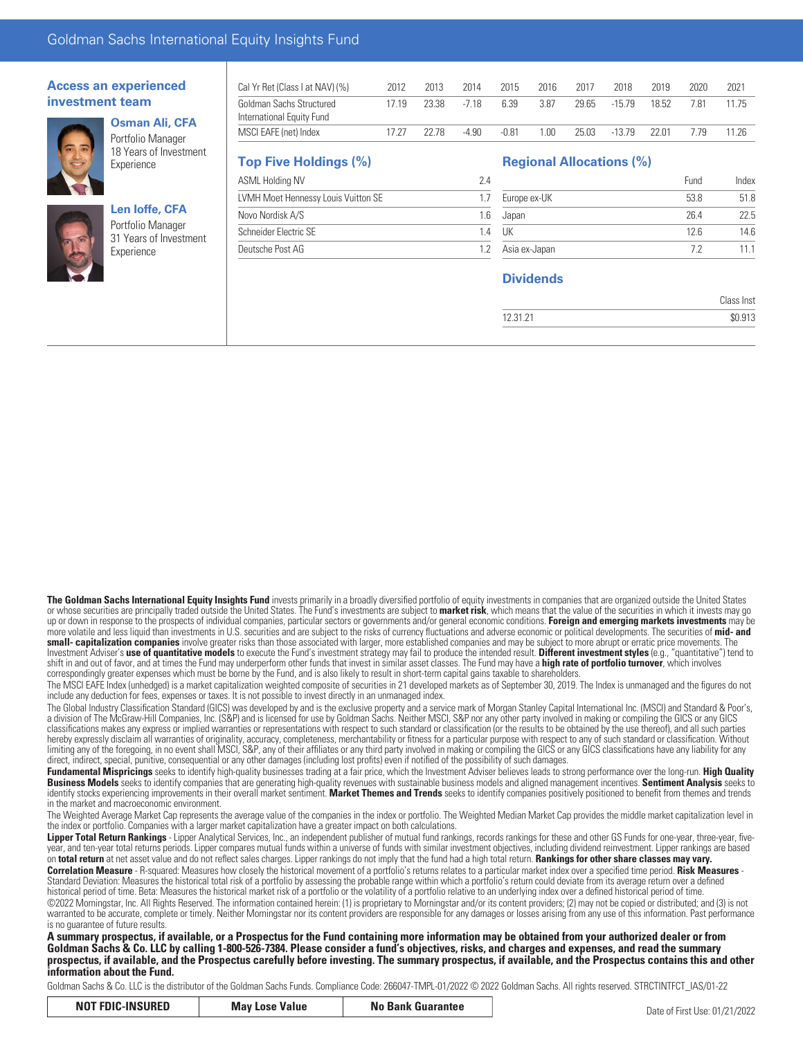## Access an experienced investment team

**Osman Ali, CFA**
Portfolio Manager
18 Years of Investment Experience

**Len Ioffe, CFA**
Portfolio Manager
31 Years of Investment Experience

| Cal Yr Ret (Class I at NAV) (%) | 2012 | 2013 | 2014 | 2015 | 2016 | 2017 | 2018 | 2019 | 2020 | 2021 |
|---|---|---|---|---|---|---|---|---|---|---|
| Goldman Sachs Structured International Equity Fund | 17.19 | 23.38 | -7.18 | 6.39 | 3.87 | 29.65 | -15.79 | 18.52 | 7.81 | 11.75 |
| MSCI EAFE (net) Index | 17.27 | 22.78 | -4.90 | -0.81 | 1.00 | 25.03 | -13.79 | 22.01 | 7.79 | 11.26 |

## Top Five Holdings (%)

| | |
|---|---|
| ASML Holding NV | 2.4 |
| LVMH Moet Hennessy Louis Vuitton SE | 1.7 |
| Novo Nordisk A/S | 1.6 |
| Schneider Electric SE | 1.4 |
| Deutsche Post AG | 1.2 |

## Regional Allocations (%)

| | Fund | Index |
|---|---|---|
| Europe ex-UK | 53.8 | 51.8 |
| Japan | 26.4 | 22.5 |
| UK | 12.6 | 14.6 |
| Asia ex-Japan | 7.2 | 11.1 |

## Dividends

| | Class Inst |
|---|---|
| 12.31.21 | $0.913 |

**The Goldman Sachs International Equity Insights Fund** invests primarily in a broadly diversified portfolio of equity investments in companies that are organized outside the United States or whose securities are principally traded outside the United States. The Fund's investments are subject to **market risk**, which means that the value of the securities in which it invests may go up or down in response to the prospects of individual companies, particular sectors or governments and/or general economic conditions. **Foreign and emerging markets investments** may be more volatile and less liquid than investments in U.S. securities and are subject to the risks of currency fluctuations and adverse economic or political developments. The securities of **mid- and small- capitalization companies** involve greater risks than those associated with larger, more established companies and may be subject to more abrupt or erratic price movements. The Investment Adviser's **use of quantitative models** to execute the Fund's investment strategy may fail to produce the intended result. **Different investment styles** (e.g., "quantitative") tend to shift in and out of favor, and at times the Fund may underperform other funds that invest in similar asset classes. The Fund may have a **high rate of portfolio turnover**, which involves correspondingly greater expenses which must be borne by the Fund, and is also likely to result in short-term capital gains taxable to shareholders.

The MSCI EAFE Index (unhedged) is a market capitalization weighted composite of securities in 21 developed markets as of September 30, 2019. The Index is unmanaged and the figures do not include any deduction for fees, expenses or taxes. It is not possible to invest directly in an unmanaged index.

The Global Industry Classification Standard (GICS) was developed by and is the exclusive property and a service mark of Morgan Stanley Capital International Inc. (MSCI) and Standard & Poor's, a division of The McGraw-Hill Companies, Inc. (S&P) and is licensed for use by Goldman Sachs. Neither MSCI, S&P nor any other party involved in making or compiling the GICS or any GICS classifications makes any express or implied warranties or representations with respect to such standard or classification (or the results to be obtained by the use thereof), and all such parties hereby expressly disclaim all warranties of originality, accuracy, completeness, merchantability or fitness for a particular purpose with respect to any of such standard or classification. Without limiting any of the foregoing, in no event shall MSCI, S&P, any of their affiliates or any third party involved in making or compiling the GICS or any GICS classifications have any liability for any direct, indirect, special, punitive, consequential or any other damages (including lost profits) even if notified of the possibility of such damages.

**Fundamental Mispricings** seeks to identify high-quality businesses trading at a fair price, which the Investment Adviser believes leads to strong performance over the long-run. **High Quality Business Models** seeks to identify companies that are generating high-quality revenues with sustainable business models and aligned management incentives. **Sentiment Analysis** seeks to identify stocks experiencing improvements in their overall market sentiment. **Market Themes and Trends** seeks to identify companies positively positioned to benefit from themes and trends in the market and macroeconomic environment.

The Weighted Average Market Cap represents the average value of the companies in the index or portfolio. The Weighted Median Market Cap provides the middle market capitalization level in the index or portfolio. Companies with a larger market capitalization have a greater impact on both calculations.

**Lipper Total Return Rankings** - Lipper Analytical Services, Inc., an independent publisher of mutual fund rankings, records rankings for these and other GS Funds for one-year, three-year, five-year, and ten-year total returns periods. Lipper compares mutual funds within a universe of funds with similar investment objectives, including dividend reinvestment. Lipper rankings are based on **total return** at net asset value and do not reflect sales charges. Lipper rankings do not imply that the fund had a high total return. **Rankings for other share classes may vary.**

**Correlation Measure** - R-squared: Measures how closely the historical movement of a portfolio's returns relates to a particular market index over a specified time period. **Risk Measures** - Standard Deviation: Measures the historical total risk of a portfolio by assessing the probable range within which a portfolio's return could deviate from its average return over a defined historical period of time. Beta: Measures the historical market risk of a portfolio or the volatility of a portfolio relative to an underlying index over a defined historical period of time.

©2022 Morningstar, Inc. All Rights Reserved. The information contained herein: (1) is proprietary to Morningstar and/or its content providers; (2) may not be copied or distributed; and (3) is not warranted to be accurate, complete or timely. Neither Morningstar nor its content providers are responsible for any damages or losses arising from any use of this information. Past performance is no guarantee of future results.

**A summary prospectus, if available, or a Prospectus for the Fund containing more information may be obtained from your authorized dealer or from Goldman Sachs & Co. LLC by calling 1-800-526-7384. Please consider a fund's objectives, risks, and charges and expenses, and read the summary prospectus, if available, and the Prospectus carefully before investing. The summary prospectus, if available, and the Prospectus contains this and other information about the Fund.**

Goldman Sachs & Co. LLC is the distributor of the Goldman Sachs Funds. Compliance Code: 266047-TMPL-01/2022 © 2022 Goldman Sachs. All rights reserved. STRCTINTFCT_IAS/01-22

| NOT FDIC-INSURED | May Lose Value | No Bank Guarantee |
|---|---|---|

Date of First Use: 01/21/2022